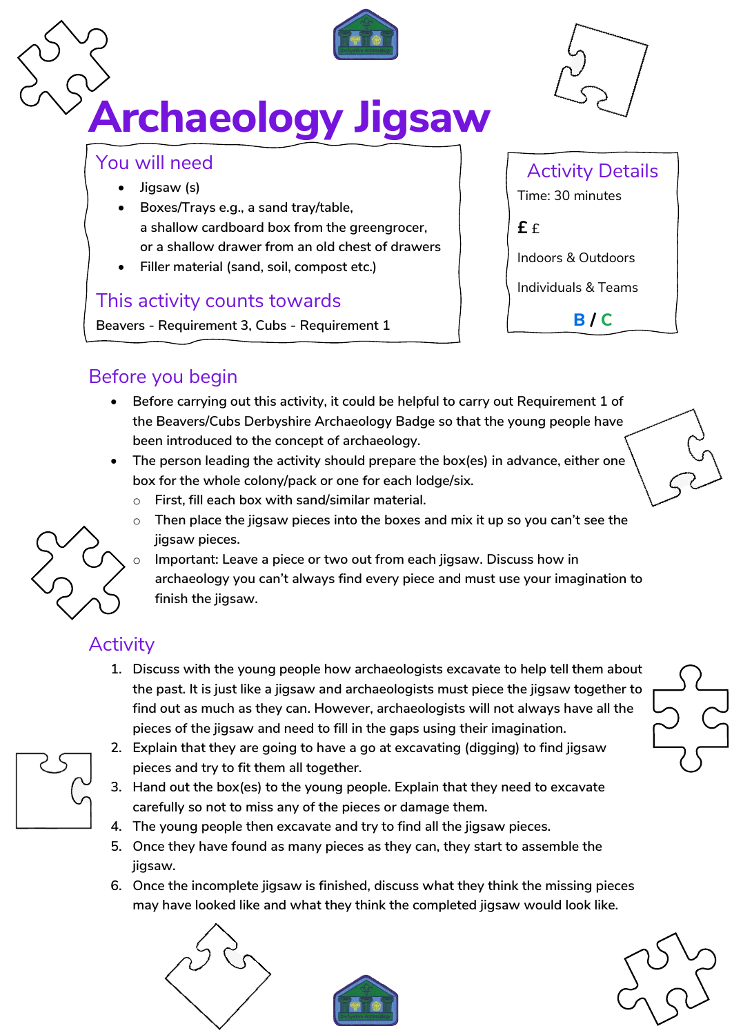# Archaeology Jigsaw

## You will need

- Jigsaw (s)
- Boxes/Trays e.g., a sand tray/table, a shallow cardboard box from the greengrocer, or a shallow drawer from an old chest of drawers
- Filler material (sand, soil, compost etc.)

## This activity counts towards

Beavers - Requirement 3, Cubs - Requirement 1

## Activity Details

Time: 30 minutes

**£** £

Indoors & Outdoors

Individuals & Teams

**B / C**

## Before you begin

- Before carrying out this activity, it could be helpful to carry out Requirement 1 of the Beavers/Cubs Derbyshire Archaeology Badge so that the young people have been introduced to the concept of archaeology.
- The person leading the activity should prepare the box(es) in advance, either one box for the whole colony/pack or one for each lodge/six.
  - First, fill each box with sand/similar material.
  - Then place the jigsaw pieces into the boxes and mix it up so you can't see the jigsaw pieces.
  - Important: Leave a piece or two out from each jigsaw. Discuss how in archaeology you can't always find every piece and must use your imagination to finish the jigsaw.

## Activity

1. Discuss with the young people how archaeologists excavate to help tell them about the past. It is just like a jigsaw and archaeologists must piece the jigsaw together to find out as much as they can. However, archaeologists will not always have all the pieces of the jigsaw and need to fill in the gaps using their imagination.
2. Explain that they are going to have a go at excavating (digging) to find jigsaw pieces and try to fit them all together.
3. Hand out the box(es) to the young people. Explain that they need to excavate carefully so not to miss any of the pieces or damage them.
4. The young people then excavate and try to find all the jigsaw pieces.
5. Once they have found as many pieces as they can, they start to assemble the jigsaw.
6. Once the incomplete jigsaw is finished, discuss what they think the missing pieces may have looked like and what they think the completed jigsaw would look like.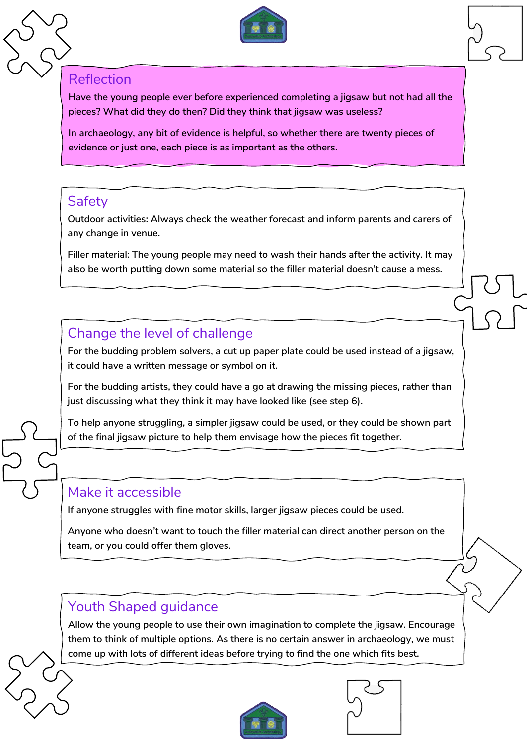## Reflection

Have the young people ever before experienced completing a jigsaw but not had all the pieces? What did they do then? Did they think that jigsaw was useless?

In archaeology, any bit of evidence is helpful, so whether there are twenty pieces of evidence or just one, each piece is as important as the others.

## Safety

Outdoor activities: Always check the weather forecast and inform parents and carers of any change in venue.

Filler material: The young people may need to wash their hands after the activity. It may also be worth putting down some material so the filler material doesn't cause a mess.

## Change the level of challenge

For the budding problem solvers, a cut up paper plate could be used instead of a jigsaw, it could have a written message or symbol on it.

For the budding artists, they could have a go at drawing the missing pieces, rather than just discussing what they think it may have looked like (see step 6).

To help anyone struggling, a simpler jigsaw could be used, or they could be shown part of the final jigsaw picture to help them envisage how the pieces fit together.

## Make it accessible

If anyone struggles with fine motor skills, larger jigsaw pieces could be used.

Anyone who doesn't want to touch the filler material can direct another person on the team, or you could offer them gloves.

## Youth Shaped guidance

Allow the young people to use their own imagination to complete the jigsaw. Encourage them to think of multiple options. As there is no certain answer in archaeology, we must come up with lots of different ideas before trying to find the one which fits best.